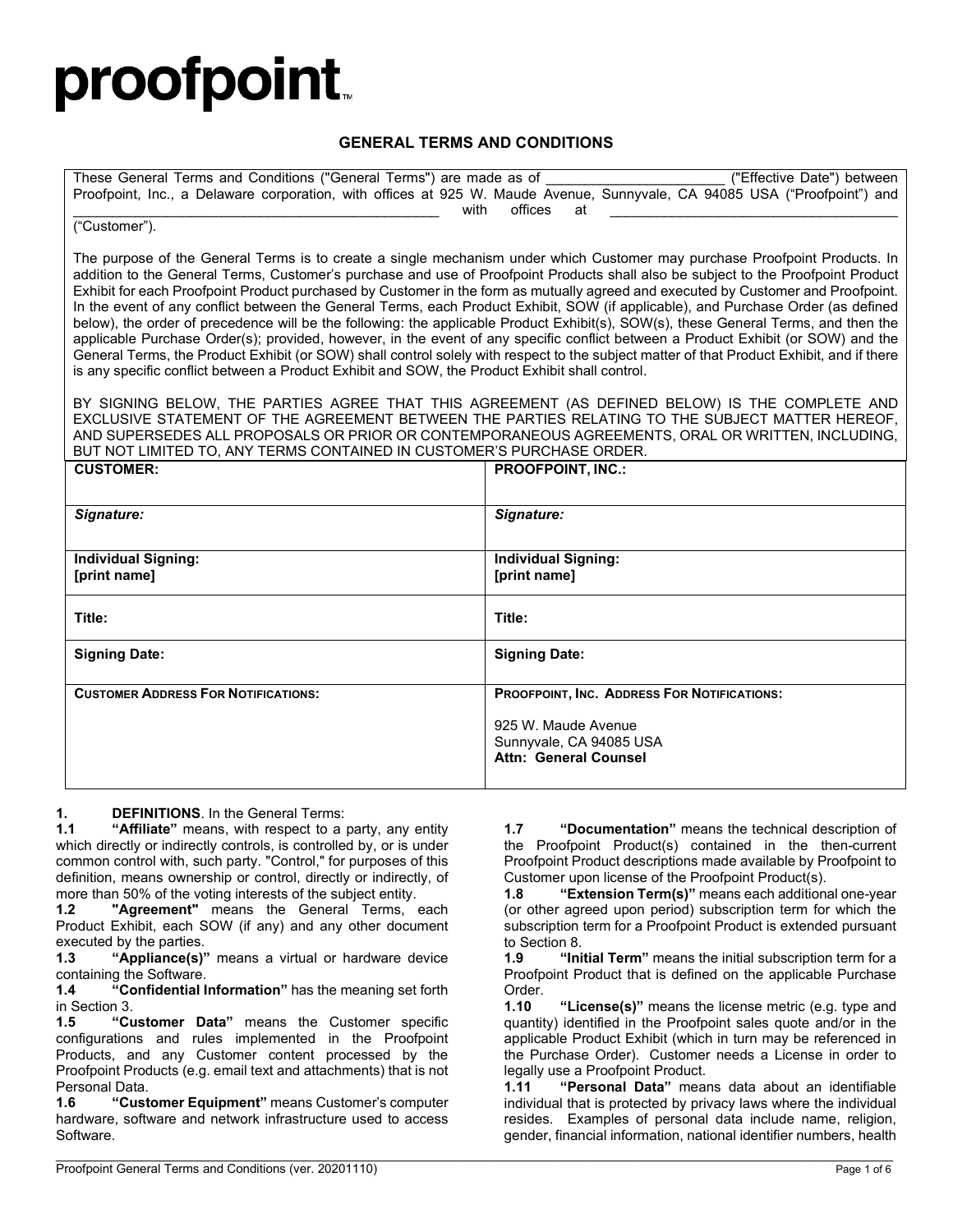proofpoint™

# GENERAL TERMS AND CONDITIONS

These General Terms and Conditions ("General Terms") are made as of ______________________ ("Effective Date") between Proofpoint, Inc., a Delaware corporation, with offices at 925 W. Maude Avenue, Sunnyvale, CA 94085 USA ("Proofpoint") and ______________________________________________ with offices at ______________________________________ ("Customer").

The purpose of the General Terms is to create a single mechanism under which Customer may purchase Proofpoint Products. In addition to the General Terms, Customer's purchase and use of Proofpoint Products shall also be subject to the Proofpoint Product Exhibit for each Proofpoint Product purchased by Customer in the form as mutually agreed and executed by Customer and Proofpoint. In the event of any conflict between the General Terms, each Product Exhibit, SOW (if applicable), and Purchase Order (as defined below), the order of precedence will be the following: the applicable Product Exhibit(s), SOW(s), these General Terms, and then the applicable Purchase Order(s); provided, however, in the event of any specific conflict between a Product Exhibit (or SOW) and the General Terms, the Product Exhibit (or SOW) shall control solely with respect to the subject matter of that Product Exhibit, and if there is any specific conflict between a Product Exhibit and SOW, the Product Exhibit shall control.

BY SIGNING BELOW, THE PARTIES AGREE THAT THIS AGREEMENT (AS DEFINED BELOW) IS THE COMPLETE AND EXCLUSIVE STATEMENT OF THE AGREEMENT BETWEEN THE PARTIES RELATING TO THE SUBJECT MATTER HEREOF, AND SUPERSEDES ALL PROPOSALS OR PRIOR OR CONTEMPORANEOUS AGREEMENTS, ORAL OR WRITTEN, INCLUDING, BUT NOT LIMITED TO, ANY TERMS CONTAINED IN CUSTOMER'S PURCHASE ORDER.

| **CUSTOMER:** | **PROOFPOINT, INC.:** |
|---|---|
| ***Signature:*** | ***Signature:*** |
| **Individual Signing: [print name]** | **Individual Signing: [print name]** |
| **Title:** | **Title:** |
| **Signing Date:** | **Signing Date:** |
| **CUSTOMER ADDRESS FOR NOTIFICATIONS:** | **PROOFPOINT, INC. ADDRESS FOR NOTIFICATIONS:**<br><br>925 W. Maude Avenue<br>Sunnyvale, CA 94085 USA<br>**Attn: General Counsel** |

**1. DEFINITIONS**. In the General Terms:

**1.1 "Affiliate"** means, with respect to a party, any entity which directly or indirectly controls, is controlled by, or is under common control with, such party. "Control," for purposes of this definition, means ownership or control, directly or indirectly, of more than 50% of the voting interests of the subject entity.

**1.2 "Agreement"** means the General Terms, each Product Exhibit, each SOW (if any) and any other document executed by the parties.

**1.3 "Appliance(s)"** means a virtual or hardware device containing the Software.

**1.4 "Confidential Information"** has the meaning set forth in Section 3.

**1.5 "Customer Data"** means the Customer specific configurations and rules implemented in the Proofpoint Products, and any Customer content processed by the Proofpoint Products (e.g. email text and attachments) that is not Personal Data.

**1.6 "Customer Equipment"** means Customer's computer hardware, software and network infrastructure used to access Software.

**1.7 "Documentation"** means the technical description of the Proofpoint Product(s) contained in the then-current Proofpoint Product descriptions made available by Proofpoint to Customer upon license of the Proofpoint Product(s).

**1.8 "Extension Term(s)"** means each additional one-year (or other agreed upon period) subscription term for which the subscription term for a Proofpoint Product is extended pursuant to Section 8.

**1.9 "Initial Term"** means the initial subscription term for a Proofpoint Product that is defined on the applicable Purchase Order.

**1.10 "License(s)"** means the license metric (e.g. type and quantity) identified in the Proofpoint sales quote and/or in the applicable Product Exhibit (which in turn may be referenced in the Purchase Order). Customer needs a License in order to legally use a Proofpoint Product.

**1.11 "Personal Data"** means data about an identifiable individual that is protected by privacy laws where the individual resides. Examples of personal data include name, religion, gender, financial information, national identifier numbers, health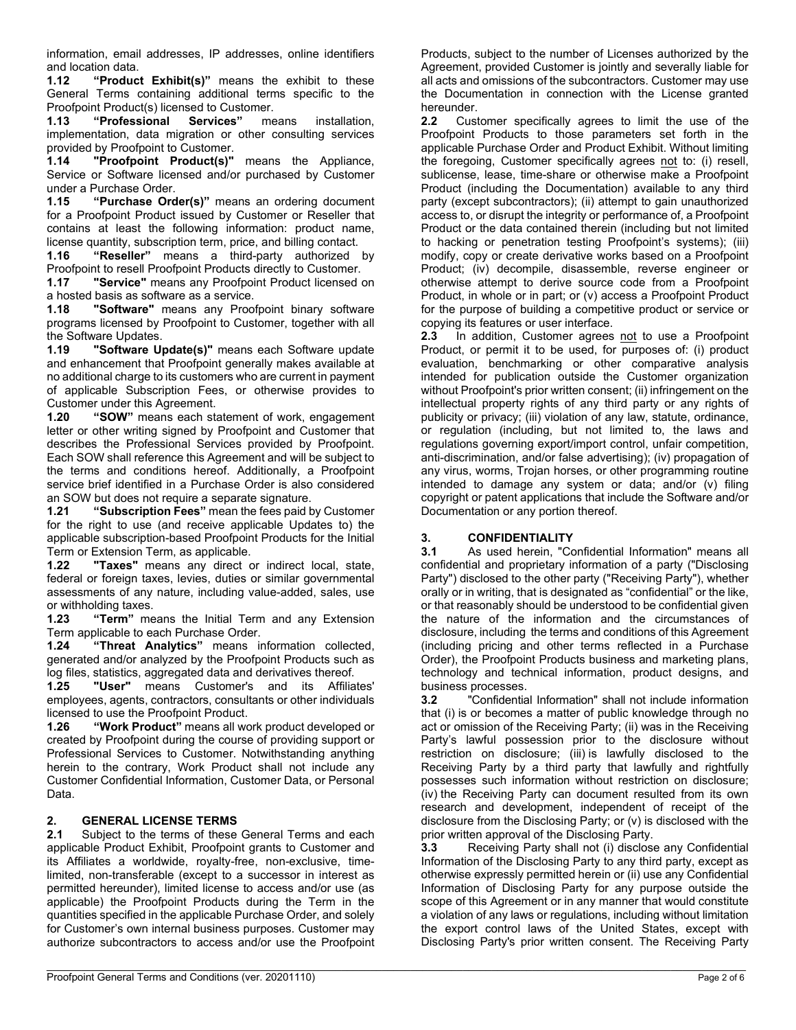information, email addresses, IP addresses, online identifiers and location data.

**1.12 "Product Exhibit(s)"** means the exhibit to these General Terms containing additional terms specific to the Proofpoint Product(s) licensed to Customer.

**1.13 "Professional Services"** means installation, implementation, data migration or other consulting services provided by Proofpoint to Customer.

**1.14 "Proofpoint Product(s)"** means the Appliance, Service or Software licensed and/or purchased by Customer under a Purchase Order.

**1.15 "Purchase Order(s)"** means an ordering document for a Proofpoint Product issued by Customer or Reseller that contains at least the following information: product name, license quantity, subscription term, price, and billing contact.

**1.16 "Reseller"** means a third-party authorized by Proofpoint to resell Proofpoint Products directly to Customer.

**1.17 "Service"** means any Proofpoint Product licensed on a hosted basis as software as a service.

**1.18 "Software"** means any Proofpoint binary software programs licensed by Proofpoint to Customer, together with all the Software Updates.

**1.19 "Software Update(s)"** means each Software update and enhancement that Proofpoint generally makes available at no additional charge to its customers who are current in payment of applicable Subscription Fees, or otherwise provides to Customer under this Agreement.

**1.20 "SOW"** means each statement of work, engagement letter or other writing signed by Proofpoint and Customer that describes the Professional Services provided by Proofpoint. Each SOW shall reference this Agreement and will be subject to the terms and conditions hereof. Additionally, a Proofpoint service brief identified in a Purchase Order is also considered an SOW but does not require a separate signature.

**1.21 "Subscription Fees"** mean the fees paid by Customer for the right to use (and receive applicable Updates to) the applicable subscription-based Proofpoint Products for the Initial Term or Extension Term, as applicable.

**1.22 "Taxes"** means any direct or indirect local, state, federal or foreign taxes, levies, duties or similar governmental assessments of any nature, including value-added, sales, use or withholding taxes.

**1.23 "Term"** means the Initial Term and any Extension Term applicable to each Purchase Order.

**1.24 "Threat Analytics"** means information collected, generated and/or analyzed by the Proofpoint Products such as log files, statistics, aggregated data and derivatives thereof.

**1.25 "User"** means Customer's and its Affiliates' employees, agents, contractors, consultants or other individuals licensed to use the Proofpoint Product.

**1.26 "Work Product"** means all work product developed or created by Proofpoint during the course of providing support or Professional Services to Customer. Notwithstanding anything herein to the contrary, Work Product shall not include any Customer Confidential Information, Customer Data, or Personal Data.

## 2. GENERAL LICENSE TERMS

**2.1** Subject to the terms of these General Terms and each applicable Product Exhibit, Proofpoint grants to Customer and its Affiliates a worldwide, royalty-free, non-exclusive, time-limited, non-transferable (except to a successor in interest as permitted hereunder), limited license to access and/or use (as applicable) the Proofpoint Products during the Term in the quantities specified in the applicable Purchase Order, and solely for Customer's own internal business purposes. Customer may authorize subcontractors to access and/or use the Proofpoint Products, subject to the number of Licenses authorized by the Agreement, provided Customer is jointly and severally liable for all acts and omissions of the subcontractors. Customer may use the Documentation in connection with the License granted hereunder.

**2.2** Customer specifically agrees to limit the use of the Proofpoint Products to those parameters set forth in the applicable Purchase Order and Product Exhibit. Without limiting the foregoing, Customer specifically agrees <u>not</u> to: (i) resell, sublicense, lease, time-share or otherwise make a Proofpoint Product (including the Documentation) available to any third party (except subcontractors); (ii) attempt to gain unauthorized access to, or disrupt the integrity or performance of, a Proofpoint Product or the data contained therein (including but not limited to hacking or penetration testing Proofpoint's systems); (iii) modify, copy or create derivative works based on a Proofpoint Product; (iv) decompile, disassemble, reverse engineer or otherwise attempt to derive source code from a Proofpoint Product, in whole or in part; or (v) access a Proofpoint Product for the purpose of building a competitive product or service or copying its features or user interface.

**2.3** In addition, Customer agrees <u>not</u> to use a Proofpoint Product, or permit it to be used, for purposes of: (i) product evaluation, benchmarking or other comparative analysis intended for publication outside the Customer organization without Proofpoint's prior written consent; (ii) infringement on the intellectual property rights of any third party or any rights of publicity or privacy; (iii) violation of any law, statute, ordinance, or regulation (including, but not limited to, the laws and regulations governing export/import control, unfair competition, anti-discrimination, and/or false advertising); (iv) propagation of any virus, worms, Trojan horses, or other programming routine intended to damage any system or data; and/or (v) filing copyright or patent applications that include the Software and/or Documentation or any portion thereof.

## 3. CONFIDENTIALITY

**3.1** As used herein, "Confidential Information" means all confidential and proprietary information of a party ("Disclosing Party") disclosed to the other party ("Receiving Party"), whether orally or in writing, that is designated as "confidential" or the like, or that reasonably should be understood to be confidential given the nature of the information and the circumstances of disclosure, including the terms and conditions of this Agreement (including pricing and other terms reflected in a Purchase Order), the Proofpoint Products business and marketing plans, technology and technical information, product designs, and business processes.

**3.2** "Confidential Information" shall not include information that (i) is or becomes a matter of public knowledge through no act or omission of the Receiving Party; (ii) was in the Receiving Party's lawful possession prior to the disclosure without restriction on disclosure; (iii) is lawfully disclosed to the Receiving Party by a third party that lawfully and rightfully possesses such information without restriction on disclosure; (iv) the Receiving Party can document resulted from its own research and development, independent of receipt of the disclosure from the Disclosing Party; or (v) is disclosed with the prior written approval of the Disclosing Party.

**3.3** Receiving Party shall not (i) disclose any Confidential Information of the Disclosing Party to any third party, except as otherwise expressly permitted herein or (ii) use any Confidential Information of Disclosing Party for any purpose outside the scope of this Agreement or in any manner that would constitute a violation of any laws or regulations, including without limitation the export control laws of the United States, except with Disclosing Party's prior written consent. The Receiving Party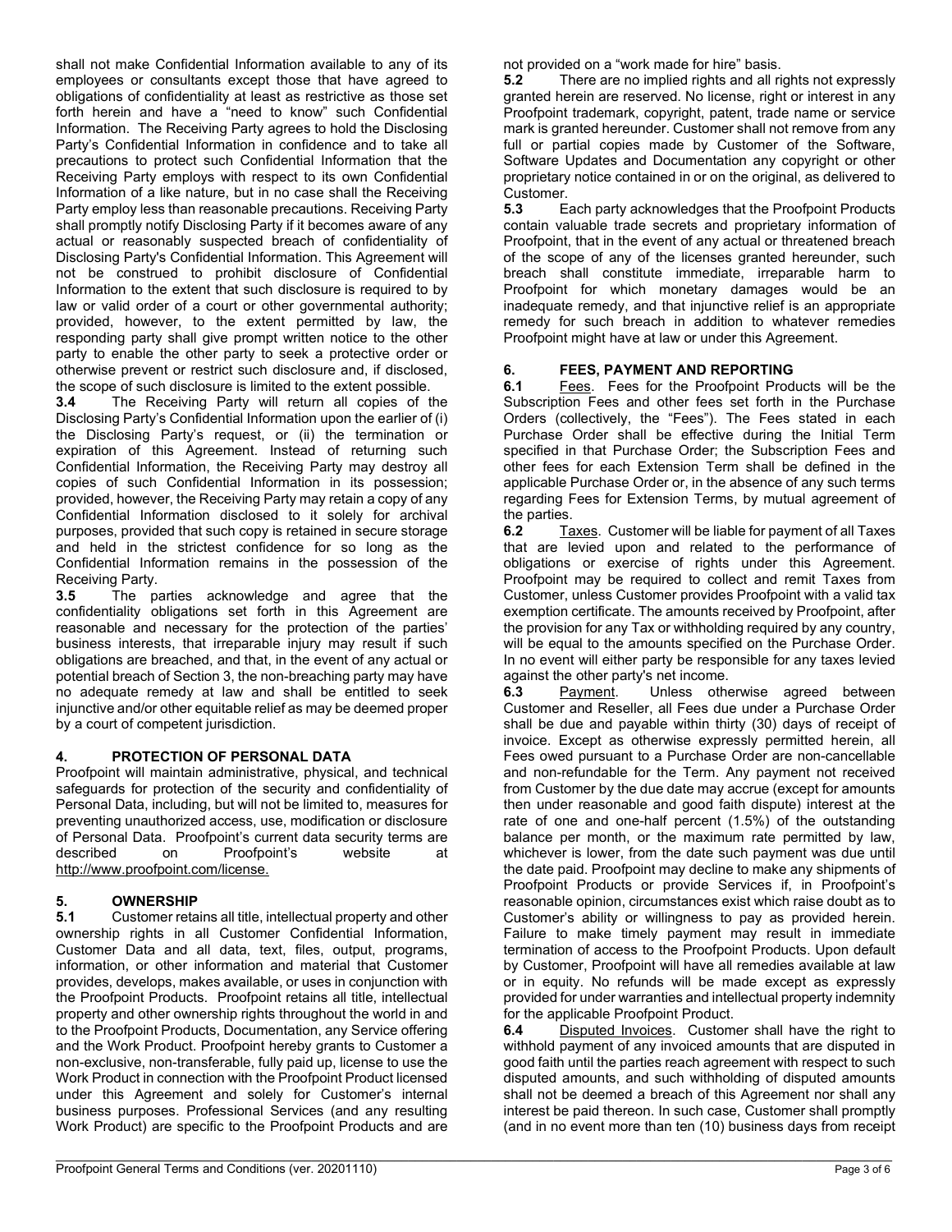shall not make Confidential Information available to any of its employees or consultants except those that have agreed to obligations of confidentiality at least as restrictive as those set forth herein and have a "need to know" such Confidential Information. The Receiving Party agrees to hold the Disclosing Party's Confidential Information in confidence and to take all precautions to protect such Confidential Information that the Receiving Party employs with respect to its own Confidential Information of a like nature, but in no case shall the Receiving Party employ less than reasonable precautions. Receiving Party shall promptly notify Disclosing Party if it becomes aware of any actual or reasonably suspected breach of confidentiality of Disclosing Party's Confidential Information. This Agreement will not be construed to prohibit disclosure of Confidential Information to the extent that such disclosure is required to by law or valid order of a court or other governmental authority; provided, however, to the extent permitted by law, the responding party shall give prompt written notice to the other party to enable the other party to seek a protective order or otherwise prevent or restrict such disclosure and, if disclosed, the scope of such disclosure is limited to the extent possible.

**3.4** The Receiving Party will return all copies of the Disclosing Party's Confidential Information upon the earlier of (i) the Disclosing Party's request, or (ii) the termination or expiration of this Agreement. Instead of returning such Confidential Information, the Receiving Party may destroy all copies of such Confidential Information in its possession; provided, however, the Receiving Party may retain a copy of any Confidential Information disclosed to it solely for archival purposes, provided that such copy is retained in secure storage and held in the strictest confidence for so long as the Confidential Information remains in the possession of the Receiving Party.

**3.5** The parties acknowledge and agree that the confidentiality obligations set forth in this Agreement are reasonable and necessary for the protection of the parties' business interests, that irreparable injury may result if such obligations are breached, and that, in the event of any actual or potential breach of Section 3, the non-breaching party may have no adequate remedy at law and shall be entitled to seek injunctive and/or other equitable relief as may be deemed proper by a court of competent jurisdiction.

## 4. PROTECTION OF PERSONAL DATA

Proofpoint will maintain administrative, physical, and technical safeguards for protection of the security and confidentiality of Personal Data, including, but will not be limited to, measures for preventing unauthorized access, use, modification or disclosure of Personal Data. Proofpoint's current data security terms are described on Proofpoint's website at http://www.proofpoint.com/license.

## 5. OWNERSHIP

**5.1** Customer retains all title, intellectual property and other ownership rights in all Customer Confidential Information, Customer Data and all data, text, files, output, programs, information, or other information and material that Customer provides, develops, makes available, or uses in conjunction with the Proofpoint Products. Proofpoint retains all title, intellectual property and other ownership rights throughout the world in and to the Proofpoint Products, Documentation, any Service offering and the Work Product. Proofpoint hereby grants to Customer a non-exclusive, non-transferable, fully paid up, license to use the Work Product in connection with the Proofpoint Product licensed under this Agreement and solely for Customer's internal business purposes. Professional Services (and any resulting Work Product) are specific to the Proofpoint Products and are not provided on a "work made for hire" basis.

**5.2** There are no implied rights and all rights not expressly granted herein are reserved. No license, right or interest in any Proofpoint trademark, copyright, patent, trade name or service mark is granted hereunder. Customer shall not remove from any full or partial copies made by Customer of the Software, Software Updates and Documentation any copyright or other proprietary notice contained in or on the original, as delivered to Customer.

**5.3** Each party acknowledges that the Proofpoint Products contain valuable trade secrets and proprietary information of Proofpoint, that in the event of any actual or threatened breach of the scope of any of the licenses granted hereunder, such breach shall constitute immediate, irreparable harm to Proofpoint for which monetary damages would be an inadequate remedy, and that injunctive relief is an appropriate remedy for such breach in addition to whatever remedies Proofpoint might have at law or under this Agreement.

## 6. FEES, PAYMENT AND REPORTING

**6.1** Fees. Fees for the Proofpoint Products will be the Subscription Fees and other fees set forth in the Purchase Orders (collectively, the "Fees"). The Fees stated in each Purchase Order shall be effective during the Initial Term specified in that Purchase Order; the Subscription Fees and other fees for each Extension Term shall be defined in the applicable Purchase Order or, in the absence of any such terms regarding Fees for Extension Terms, by mutual agreement of the parties.

**6.2** Taxes. Customer will be liable for payment of all Taxes that are levied upon and related to the performance of obligations or exercise of rights under this Agreement. Proofpoint may be required to collect and remit Taxes from Customer, unless Customer provides Proofpoint with a valid tax exemption certificate. The amounts received by Proofpoint, after the provision for any Tax or withholding required by any country, will be equal to the amounts specified on the Purchase Order. In no event will either party be responsible for any taxes levied against the other party's net income.

**6.3** Payment. Unless otherwise agreed between Customer and Reseller, all Fees due under a Purchase Order shall be due and payable within thirty (30) days of receipt of invoice. Except as otherwise expressly permitted herein, all Fees owed pursuant to a Purchase Order are non-cancellable and non-refundable for the Term. Any payment not received from Customer by the due date may accrue (except for amounts then under reasonable and good faith dispute) interest at the rate of one and one-half percent (1.5%) of the outstanding balance per month, or the maximum rate permitted by law, whichever is lower, from the date such payment was due until the date paid. Proofpoint may decline to make any shipments of Proofpoint Products or provide Services if, in Proofpoint's reasonable opinion, circumstances exist which raise doubt as to Customer's ability or willingness to pay as provided herein. Failure to make timely payment may result in immediate termination of access to the Proofpoint Products. Upon default by Customer, Proofpoint will have all remedies available at law or in equity. No refunds will be made except as expressly provided for under warranties and intellectual property indemnity for the applicable Proofpoint Product.

**6.4** Disputed Invoices. Customer shall have the right to withhold payment of any invoiced amounts that are disputed in good faith until the parties reach agreement with respect to such disputed amounts, and such withholding of disputed amounts shall not be deemed a breach of this Agreement nor shall any interest be paid thereon. In such case, Customer shall promptly (and in no event more than ten (10) business days from receipt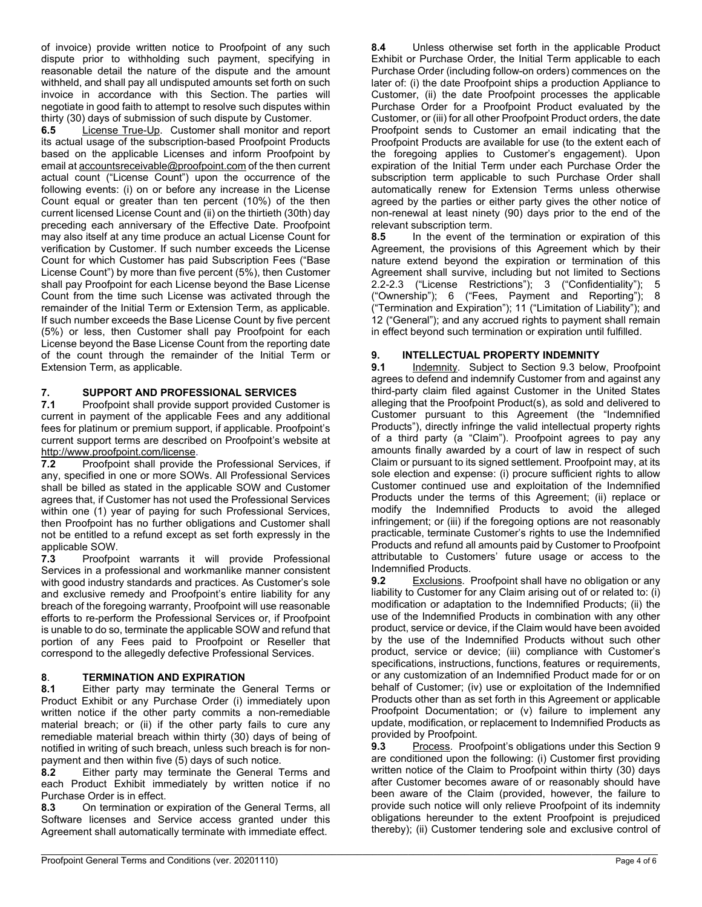of invoice) provide written notice to Proofpoint of any such dispute prior to withholding such payment, specifying in reasonable detail the nature of the dispute and the amount withheld, and shall pay all undisputed amounts set forth on such invoice in accordance with this Section. The parties will negotiate in good faith to attempt to resolve such disputes within thirty (30) days of submission of such dispute by Customer.

**6.5** License True-Up. Customer shall monitor and report its actual usage of the subscription-based Proofpoint Products based on the applicable Licenses and inform Proofpoint by email at accountsreceivable@proofpoint.com of the then current actual count ("License Count") upon the occurrence of the following events: (i) on or before any increase in the License Count equal or greater than ten percent (10%) of the then current licensed License Count and (ii) on the thirtieth (30th) day preceding each anniversary of the Effective Date. Proofpoint may also itself at any time produce an actual License Count for verification by Customer. If such number exceeds the License Count for which Customer has paid Subscription Fees ("Base License Count") by more than five percent (5%), then Customer shall pay Proofpoint for each License beyond the Base License Count from the time such License was activated through the remainder of the Initial Term or Extension Term, as applicable. If such number exceeds the Base License Count by five percent (5%) or less, then Customer shall pay Proofpoint for each License beyond the Base License Count from the reporting date of the count through the remainder of the Initial Term or Extension Term, as applicable.

## 7. SUPPORT AND PROFESSIONAL SERVICES

**7.1** Proofpoint shall provide support provided Customer is current in payment of the applicable Fees and any additional fees for platinum or premium support, if applicable. Proofpoint's current support terms are described on Proofpoint's website at http://www.proofpoint.com/license.

**7.2** Proofpoint shall provide the Professional Services, if any, specified in one or more SOWs. All Professional Services shall be billed as stated in the applicable SOW and Customer agrees that, if Customer has not used the Professional Services within one (1) year of paying for such Professional Services, then Proofpoint has no further obligations and Customer shall not be entitled to a refund except as set forth expressly in the applicable SOW.

**7.3** Proofpoint warrants it will provide Professional Services in a professional and workmanlike manner consistent with good industry standards and practices. As Customer's sole and exclusive remedy and Proofpoint's entire liability for any breach of the foregoing warranty, Proofpoint will use reasonable efforts to re-perform the Professional Services or, if Proofpoint is unable to do so, terminate the applicable SOW and refund that portion of any Fees paid to Proofpoint or Reseller that correspond to the allegedly defective Professional Services.

## 8. TERMINATION AND EXPIRATION

**8.1** Either party may terminate the General Terms or Product Exhibit or any Purchase Order (i) immediately upon written notice if the other party commits a non-remediable material breach; or (ii) if the other party fails to cure any remediable material breach within thirty (30) days of being of notified in writing of such breach, unless such breach is for non-payment and then within five (5) days of such notice.

**8.2** Either party may terminate the General Terms and each Product Exhibit immediately by written notice if no Purchase Order is in effect.

**8.3** On termination or expiration of the General Terms, all Software licenses and Service access granted under this Agreement shall automatically terminate with immediate effect.

**8.4** Unless otherwise set forth in the applicable Product Exhibit or Purchase Order, the Initial Term applicable to each Purchase Order (including follow-on orders) commences on the later of: (i) the date Proofpoint ships a production Appliance to Customer, (ii) the date Proofpoint processes the applicable Purchase Order for a Proofpoint Product evaluated by the Customer, or (iii) for all other Proofpoint Product orders, the date Proofpoint sends to Customer an email indicating that the Proofpoint Products are available for use (to the extent each of the foregoing applies to Customer's engagement). Upon expiration of the Initial Term under each Purchase Order the subscription term applicable to such Purchase Order shall automatically renew for Extension Terms unless otherwise agreed by the parties or either party gives the other notice of non-renewal at least ninety (90) days prior to the end of the relevant subscription term.

**8.5** In the event of the termination or expiration of this Agreement, the provisions of this Agreement which by their nature extend beyond the expiration or termination of this Agreement shall survive, including but not limited to Sections 2.2-2.3 ("License Restrictions"); 3 ("Confidentiality"); 5 ("Ownership"); 6 ("Fees, Payment and Reporting"); 8 ("Termination and Expiration"); 11 ("Limitation of Liability"); and 12 ("General"); and any accrued rights to payment shall remain in effect beyond such termination or expiration until fulfilled.

## 9. INTELLECTUAL PROPERTY INDEMNITY

**9.1** Indemnity. Subject to Section 9.3 below, Proofpoint agrees to defend and indemnify Customer from and against any third-party claim filed against Customer in the United States alleging that the Proofpoint Product(s), as sold and delivered to Customer pursuant to this Agreement (the "Indemnified Products"), directly infringe the valid intellectual property rights of a third party (a "Claim"). Proofpoint agrees to pay any amounts finally awarded by a court of law in respect of such Claim or pursuant to its signed settlement. Proofpoint may, at its sole election and expense: (i) procure sufficient rights to allow Customer continued use and exploitation of the Indemnified Products under the terms of this Agreement; (ii) replace or modify the Indemnified Products to avoid the alleged infringement; or (iii) if the foregoing options are not reasonably practicable, terminate Customer's rights to use the Indemnified Products and refund all amounts paid by Customer to Proofpoint attributable to Customers' future usage or access to the Indemnified Products.

**9.2** Exclusions. Proofpoint shall have no obligation or any liability to Customer for any Claim arising out of or related to: (i) modification or adaptation to the Indemnified Products; (ii) the use of the Indemnified Products in combination with any other product, service or device, if the Claim would have been avoided by the use of the Indemnified Products without such other product, service or device; (iii) compliance with Customer's specifications, instructions, functions, features or requirements, or any customization of an Indemnified Product made for or on behalf of Customer; (iv) use or exploitation of the Indemnified Products other than as set forth in this Agreement or applicable Proofpoint Documentation; or (v) failure to implement any update, modification, or replacement to Indemnified Products as provided by Proofpoint.

**9.3** Process. Proofpoint's obligations under this Section 9 are conditioned upon the following: (i) Customer first providing written notice of the Claim to Proofpoint within thirty (30) days after Customer becomes aware of or reasonably should have been aware of the Claim (provided, however, the failure to provide such notice will only relieve Proofpoint of its indemnity obligations hereunder to the extent Proofpoint is prejudiced thereby); (ii) Customer tendering sole and exclusive control of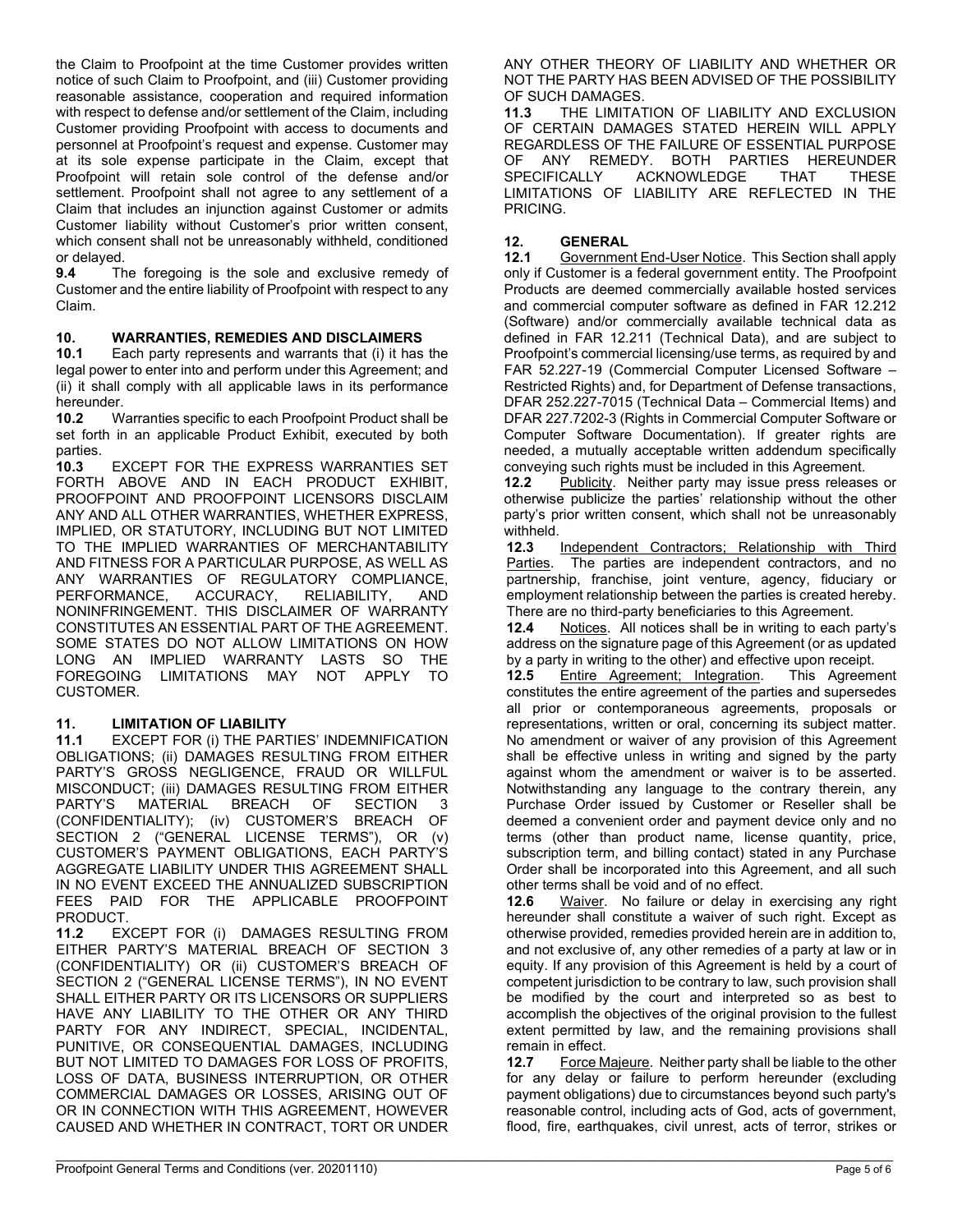the Claim to Proofpoint at the time Customer provides written notice of such Claim to Proofpoint, and (iii) Customer providing reasonable assistance, cooperation and required information with respect to defense and/or settlement of the Claim, including Customer providing Proofpoint with access to documents and personnel at Proofpoint's request and expense. Customer may at its sole expense participate in the Claim, except that Proofpoint will retain sole control of the defense and/or settlement. Proofpoint shall not agree to any settlement of a Claim that includes an injunction against Customer or admits Customer liability without Customer's prior written consent, which consent shall not be unreasonably withheld, conditioned or delayed.

**9.4** The foregoing is the sole and exclusive remedy of Customer and the entire liability of Proofpoint with respect to any Claim.

## 10. WARRANTIES, REMEDIES AND DISCLAIMERS

**10.1** Each party represents and warrants that (i) it has the legal power to enter into and perform under this Agreement; and (ii) it shall comply with all applicable laws in its performance hereunder.

**10.2** Warranties specific to each Proofpoint Product shall be set forth in an applicable Product Exhibit, executed by both parties.

**10.3** EXCEPT FOR THE EXPRESS WARRANTIES SET FORTH ABOVE AND IN EACH PRODUCT EXHIBIT, PROOFPOINT AND PROOFPOINT LICENSORS DISCLAIM ANY AND ALL OTHER WARRANTIES, WHETHER EXPRESS, IMPLIED, OR STATUTORY, INCLUDING BUT NOT LIMITED TO THE IMPLIED WARRANTIES OF MERCHANTABILITY AND FITNESS FOR A PARTICULAR PURPOSE, AS WELL AS ANY WARRANTIES OF REGULATORY COMPLIANCE, PERFORMANCE, ACCURACY, RELIABILITY, AND NONINFRINGEMENT. THIS DISCLAIMER OF WARRANTY CONSTITUTES AN ESSENTIAL PART OF THE AGREEMENT. SOME STATES DO NOT ALLOW LIMITATIONS ON HOW LONG AN IMPLIED WARRANTY LASTS SO THE FOREGOING LIMITATIONS MAY NOT APPLY TO CUSTOMER.

## 11. LIMITATION OF LIABILITY

**11.1** EXCEPT FOR (i) THE PARTIES' INDEMNIFICATION OBLIGATIONS; (ii) DAMAGES RESULTING FROM EITHER PARTY'S GROSS NEGLIGENCE, FRAUD OR WILLFUL MISCONDUCT; (iii) DAMAGES RESULTING FROM EITHER PARTY'S MATERIAL BREACH OF SECTION 3 (CONFIDENTIALITY); (iv) CUSTOMER'S BREACH OF SECTION 2 ("GENERAL LICENSE TERMS"), OR (v) CUSTOMER'S PAYMENT OBLIGATIONS, EACH PARTY'S AGGREGATE LIABILITY UNDER THIS AGREEMENT SHALL IN NO EVENT EXCEED THE ANNUALIZED SUBSCRIPTION FEES PAID FOR THE APPLICABLE PROOFPOINT PRODUCT.

**11.2** EXCEPT FOR (i) DAMAGES RESULTING FROM EITHER PARTY'S MATERIAL BREACH OF SECTION 3 (CONFIDENTIALITY) OR (ii) CUSTOMER'S BREACH OF SECTION 2 ("GENERAL LICENSE TERMS"), IN NO EVENT SHALL EITHER PARTY OR ITS LICENSORS OR SUPPLIERS HAVE ANY LIABILITY TO THE OTHER OR ANY THIRD PARTY FOR ANY INDIRECT, SPECIAL, INCIDENTAL, PUNITIVE, OR CONSEQUENTIAL DAMAGES, INCLUDING BUT NOT LIMITED TO DAMAGES FOR LOSS OF PROFITS, LOSS OF DATA, BUSINESS INTERRUPTION, OR OTHER COMMERCIAL DAMAGES OR LOSSES, ARISING OUT OF OR IN CONNECTION WITH THIS AGREEMENT, HOWEVER CAUSED AND WHETHER IN CONTRACT, TORT OR UNDER ANY OTHER THEORY OF LIABILITY AND WHETHER OR NOT THE PARTY HAS BEEN ADVISED OF THE POSSIBILITY OF SUCH DAMAGES.

**11.3** THE LIMITATION OF LIABILITY AND EXCLUSION OF CERTAIN DAMAGES STATED HEREIN WILL APPLY REGARDLESS OF THE FAILURE OF ESSENTIAL PURPOSE OF ANY REMEDY. BOTH PARTIES HEREUNDER SPECIFICALLY ACKNOWLEDGE THAT THESE LIMITATIONS OF LIABILITY ARE REFLECTED IN THE PRICING.

## 12. GENERAL

**12.1** Government End-User Notice. This Section shall apply only if Customer is a federal government entity. The Proofpoint Products are deemed commercially available hosted services and commercial computer software as defined in FAR 12.212 (Software) and/or commercially available technical data as defined in FAR 12.211 (Technical Data), and are subject to Proofpoint's commercial licensing/use terms, as required by and FAR 52.227-19 (Commercial Computer Licensed Software – Restricted Rights) and, for Department of Defense transactions, DFAR 252.227-7015 (Technical Data – Commercial Items) and DFAR 227.7202-3 (Rights in Commercial Computer Software or Computer Software Documentation). If greater rights are needed, a mutually acceptable written addendum specifically conveying such rights must be included in this Agreement.

**12.2** Publicity. Neither party may issue press releases or otherwise publicize the parties' relationship without the other party's prior written consent, which shall not be unreasonably withheld.

**12.3** Independent Contractors; Relationship with Third Parties. The parties are independent contractors, and no partnership, franchise, joint venture, agency, fiduciary or employment relationship between the parties is created hereby. There are no third-party beneficiaries to this Agreement.

**12.4** Notices. All notices shall be in writing to each party's address on the signature page of this Agreement (or as updated by a party in writing to the other) and effective upon receipt.

**12.5** Entire Agreement; Integration. This Agreement constitutes the entire agreement of the parties and supersedes all prior or contemporaneous agreements, proposals or representations, written or oral, concerning its subject matter. No amendment or waiver of any provision of this Agreement shall be effective unless in writing and signed by the party against whom the amendment or waiver is to be asserted. Notwithstanding any language to the contrary therein, any Purchase Order issued by Customer or Reseller shall be deemed a convenient order and payment device only and no terms (other than product name, license quantity, price, subscription term, and billing contact) stated in any Purchase Order shall be incorporated into this Agreement, and all such other terms shall be void and of no effect.

**12.6** Waiver. No failure or delay in exercising any right hereunder shall constitute a waiver of such right. Except as otherwise provided, remedies provided herein are in addition to, and not exclusive of, any other remedies of a party at law or in equity. If any provision of this Agreement is held by a court of competent jurisdiction to be contrary to law, such provision shall be modified by the court and interpreted so as best to accomplish the objectives of the original provision to the fullest extent permitted by law, and the remaining provisions shall remain in effect.

**12.7** Force Majeure. Neither party shall be liable to the other for any delay or failure to perform hereunder (excluding payment obligations) due to circumstances beyond such party's reasonable control, including acts of God, acts of government, flood, fire, earthquakes, civil unrest, acts of terror, strikes or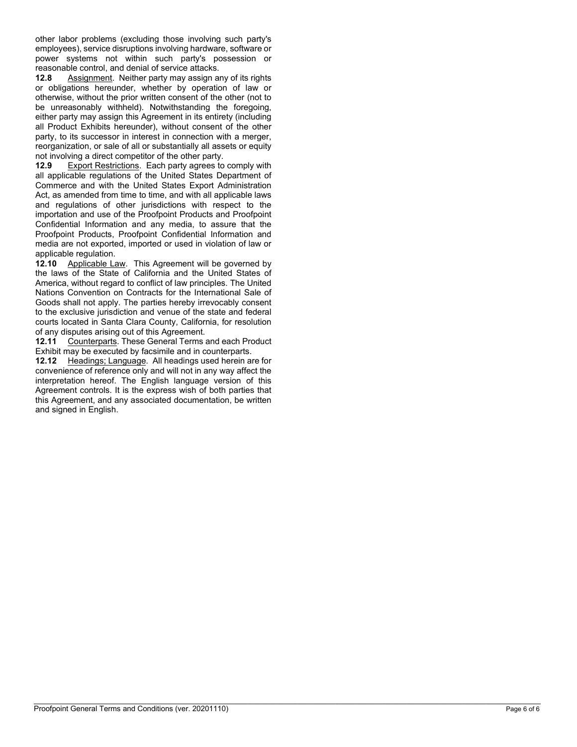other labor problems (excluding those involving such party's employees), service disruptions involving hardware, software or power systems not within such party's possession or reasonable control, and denial of service attacks.

**12.8** Assignment. Neither party may assign any of its rights or obligations hereunder, whether by operation of law or otherwise, without the prior written consent of the other (not to be unreasonably withheld). Notwithstanding the foregoing, either party may assign this Agreement in its entirety (including all Product Exhibits hereunder), without consent of the other party, to its successor in interest in connection with a merger, reorganization, or sale of all or substantially all assets or equity not involving a direct competitor of the other party.

**12.9** Export Restrictions. Each party agrees to comply with all applicable regulations of the United States Department of Commerce and with the United States Export Administration Act, as amended from time to time, and with all applicable laws and regulations of other jurisdictions with respect to the importation and use of the Proofpoint Products and Proofpoint Confidential Information and any media, to assure that the Proofpoint Products, Proofpoint Confidential Information and media are not exported, imported or used in violation of law or applicable regulation.

**12.10** Applicable Law. This Agreement will be governed by the laws of the State of California and the United States of America, without regard to conflict of law principles. The United Nations Convention on Contracts for the International Sale of Goods shall not apply. The parties hereby irrevocably consent to the exclusive jurisdiction and venue of the state and federal courts located in Santa Clara County, California, for resolution of any disputes arising out of this Agreement.

**12.11** Counterparts. These General Terms and each Product Exhibit may be executed by facsimile and in counterparts.

**12.12** Headings; Language. All headings used herein are for convenience of reference only and will not in any way affect the interpretation hereof. The English language version of this Agreement controls. It is the express wish of both parties that this Agreement, and any associated documentation, be written and signed in English.